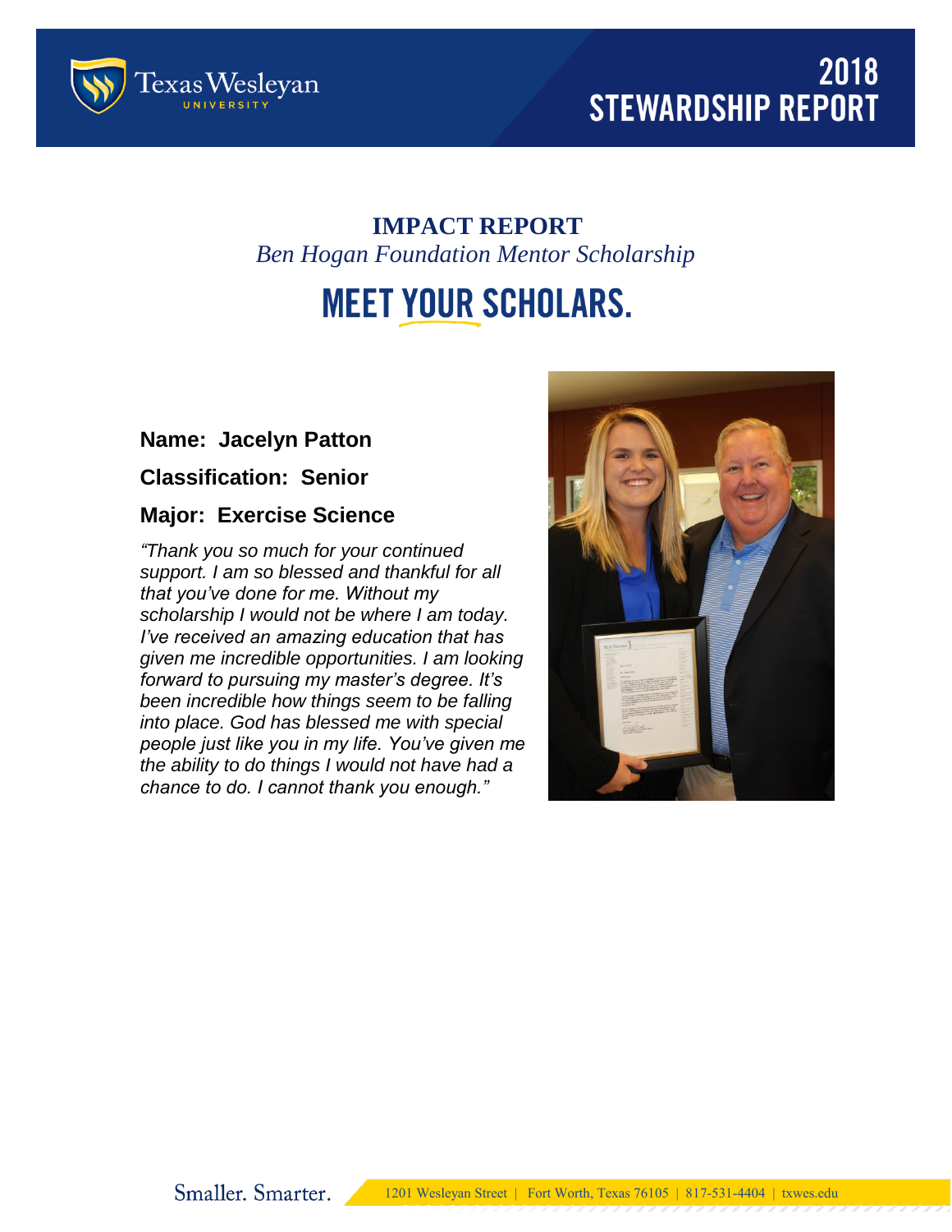# 2018 STEWARDSHIP REPORT

## IMPACT REPORT

*Ben Hogan Foundation Mentor Scholarship*

## MEET YOUR SCHOLARS.

**Name: Jacelyn Patton**

**Classification: Senior**

**Major: Exercise Science**

*"Thank you so much for your continued support. I am so blessed and thankful for all that you've done for me. Without my scholarship I would not be where I am today. I've received an amazing education that has given me incredible opportunities. I am looking forward to pursuing my master's degree. It's been incredible how things seem to be falling into place. God has blessed me with special people just like you in my life. You've given me the ability to do things I would not have had a chance to do. I cannot thank you enough."*

Smaller. Smarter. 1201 Wesleyan Street | Fort Worth, Texas 76105 | 817-531-4404 | txwes.edu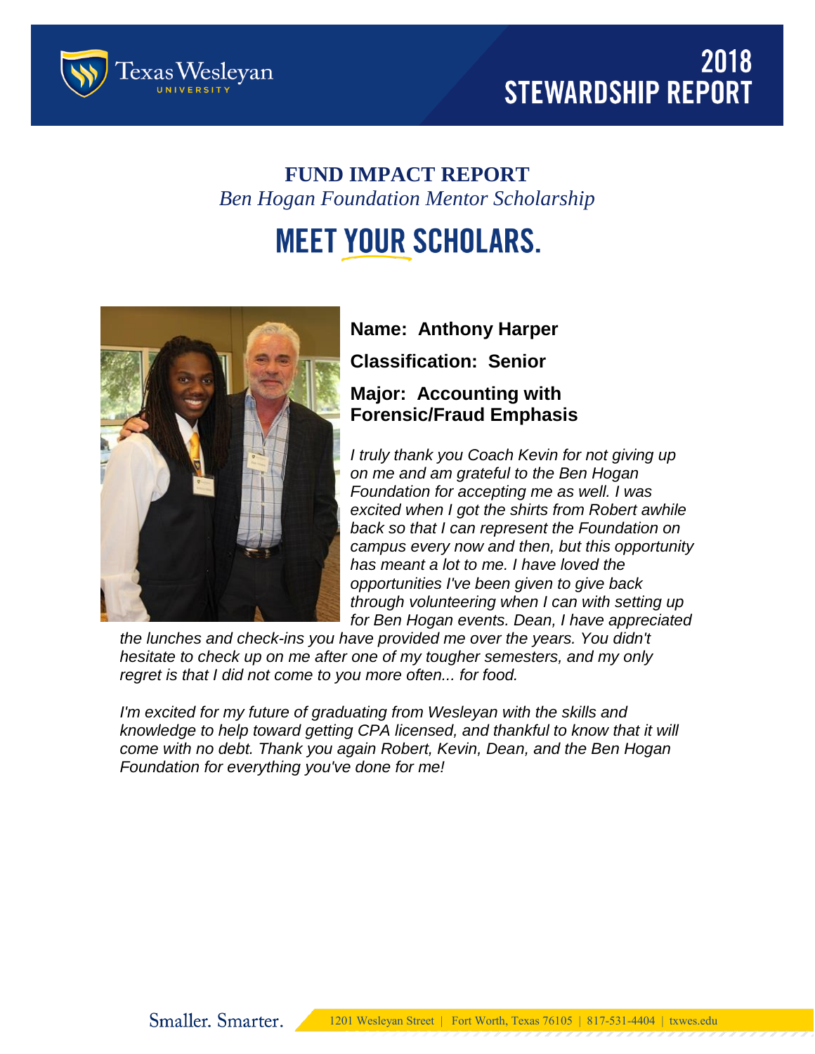# FUND IMPACT REPORT

*Ben Hogan Foundation Mentor Scholarship*

## MEET YOUR SCHOLARS.

**Name: Anthony Harper**

**Classification: Senior**

**Major: Accounting with Forensic/Fraud Emphasis**

*I truly thank you Coach Kevin for not giving up on me and am grateful to the Ben Hogan Foundation for accepting me as well. I was excited when I got the shirts from Robert awhile back so that I can represent the Foundation on campus every now and then, but this opportunity has meant a lot to me. I have loved the opportunities I've been given to give back through volunteering when I can with setting up for Ben Hogan events. Dean, I have appreciated the lunches and check-ins you have provided me over the years. You didn't hesitate to check up on me after one of my tougher semesters, and my only regret is that I did not come to you more often... for food.*

*I'm excited for my future of graduating from Wesleyan with the skills and knowledge to help toward getting CPA licensed, and thankful to know that it will come with no debt. Thank you again Robert, Kevin, Dean, and the Ben Hogan Foundation for everything you've done for me!*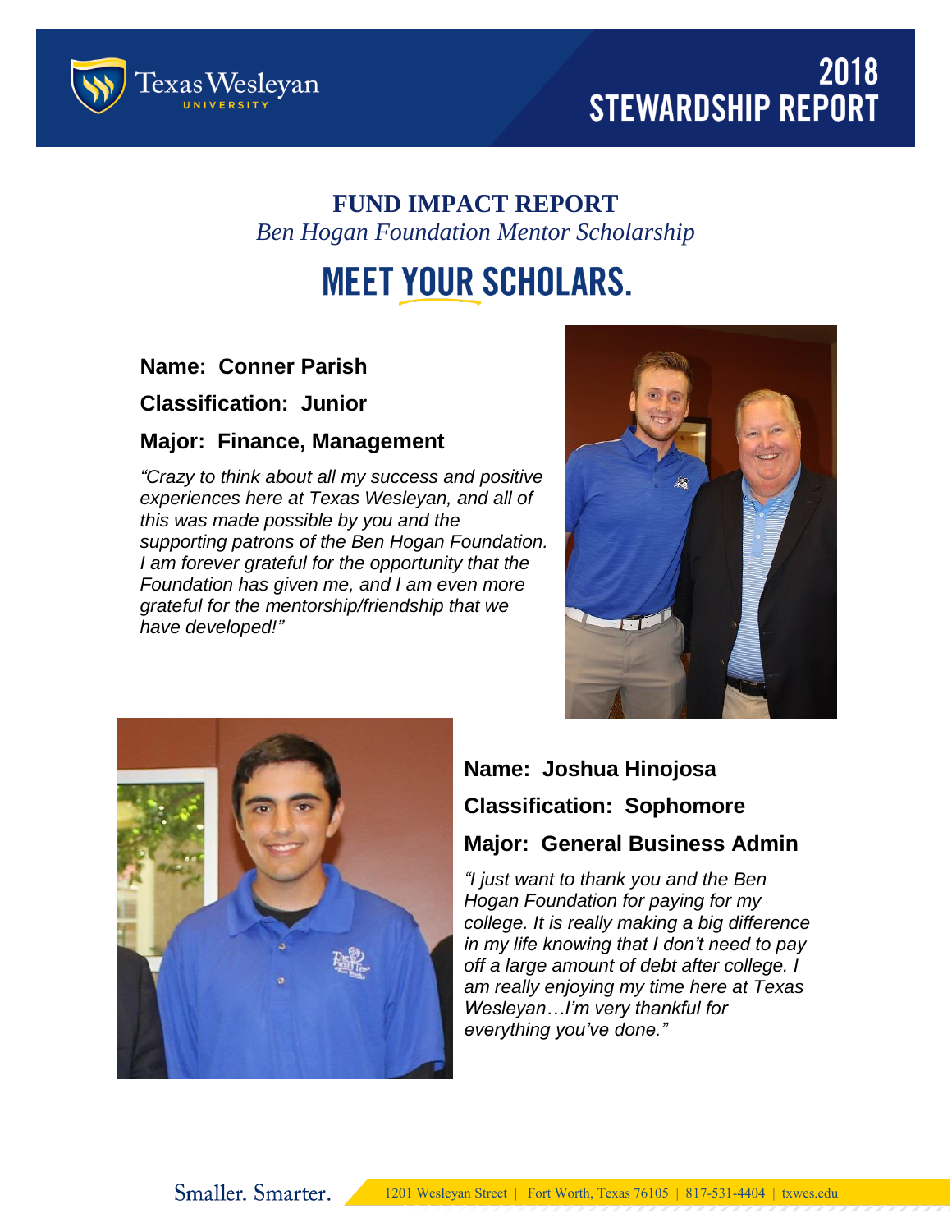# 2018 STEWARDSHIP REPORT

## FUND IMPACT REPORT

*Ben Hogan Foundation Mentor Scholarship*

# MEET YOUR SCHOLARS.

**Name: Conner Parish**

**Classification: Junior**

**Major: Finance, Management**

*"Crazy to think about all my success and positive experiences here at Texas Wesleyan, and all of this was made possible by you and the supporting patrons of the Ben Hogan Foundation. I am forever grateful for the opportunity that the Foundation has given me, and I am even more grateful for the mentorship/friendship that we have developed!"*

**Name: Joshua Hinojosa**

**Classification: Sophomore**

**Major: General Business Admin**

*"I just want to thank you and the Ben Hogan Foundation for paying for my college. It is really making a big difference in my life knowing that I don't need to pay off a large amount of debt after college. I am really enjoying my time here at Texas Wesleyan…I'm very thankful for everything you've done."*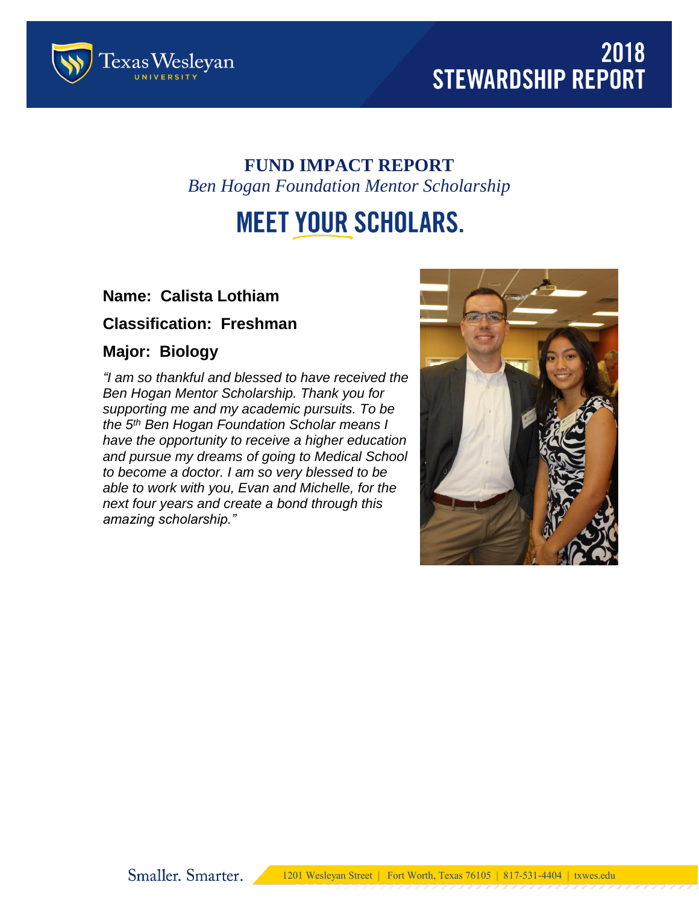Texas Wesleyan UNIVERSITY

2018 STEWARDSHIP REPORT

## FUND IMPACT REPORT

*Ben Hogan Foundation Mentor Scholarship*

# MEET YOUR SCHOLARS.

**Name: Calista Lothiam**

**Classification: Freshman**

**Major: Biology**

*"I am so thankful and blessed to have received the Ben Hogan Mentor Scholarship. Thank you for supporting me and my academic pursuits. To be the 5th Ben Hogan Foundation Scholar means I have the opportunity to receive a higher education and pursue my dreams of going to Medical School to become a doctor. I am so very blessed to be able to work with you, Evan and Michelle, for the next four years and create a bond through this amazing scholarship."*

Smaller. Smarter. 1201 Wesleyan Street | Fort Worth, Texas 76105 | 817-531-4404 | txwes.edu